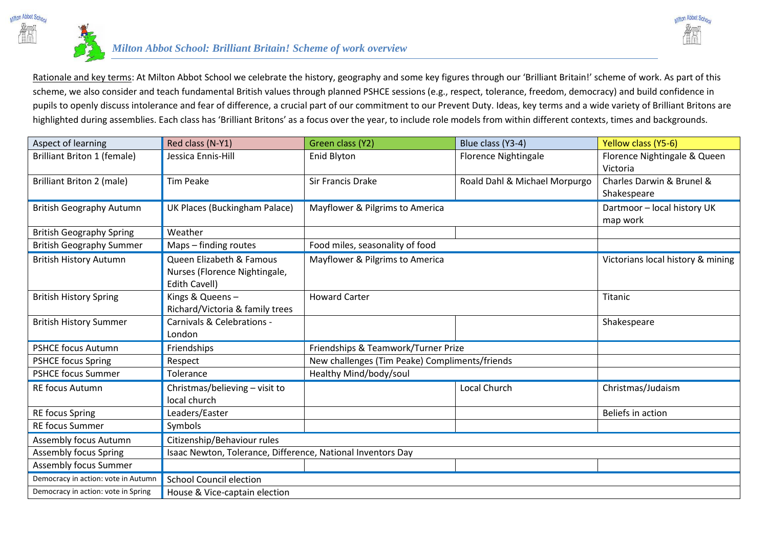# *Milton Abbot School: Brilliant Britain! Scheme of work overview*

Rationale and key terms: At Milton Abbot School we celebrate the history, geography and some key figures through our 'Brilliant Britain!' scheme of work. As part of this scheme, we also consider and teach fundamental British values through planned PSHCE sessions (e.g., respect, tolerance, freedom, democracy) and build confidence in pupils to openly discuss intolerance and fear of difference, a crucial part of our commitment to our Prevent Duty. Ideas, key terms and a wide variety of Brilliant Britons are highlighted during assemblies. Each class has 'Brilliant Britons' as a focus over the year, to include role models from within different contexts, times and backgrounds.

| Aspect of learning | Red class (N-Y1) | Green class (Y2) | Blue class (Y3-4) | Yellow class (Y5-6) |
|---|---|---|---|---|
| Brilliant Briton 1 (female) | Jessica Ennis-Hill | Enid Blyton | Florence Nightingale | Florence Nightingale & Queen Victoria |
| Brilliant Briton 2 (male) | Tim Peake | Sir Francis Drake | Roald Dahl & Michael Morpurgo | Charles Darwin & Brunel & Shakespeare |
| British Geography Autumn | UK Places (Buckingham Palace) | Mayflower & Pilgrims to America | | Dartmoor – local history UK map work |
| British Geography Spring | Weather | | | |
| British Geography Summer | Maps – finding routes | Food miles, seasonality of food | | |
| British History Autumn | Queen Elizabeth & Famous Nurses (Florence Nightingale, Edith Cavell) | Mayflower & Pilgrims to America | | Victorians local history & mining |
| British History Spring | Kings & Queens – Richard/Victoria & family trees | Howard Carter | | Titanic |
| British History Summer | Carnivals & Celebrations - London | | | Shakespeare |
| PSHCE focus Autumn | Friendships | Friendships & Teamwork/Turner Prize | | |
| PSHCE focus Spring | Respect | New challenges (Tim Peake) Compliments/friends | | |
| PSHCE focus Summer | Tolerance | Healthy Mind/body/soul | | |
| RE focus Autumn | Christmas/believing – visit to local church | | Local Church | Christmas/Judaism |
| RE focus Spring | Leaders/Easter | | | Beliefs in action |
| RE focus Summer | Symbols | | | |
| Assembly focus Autumn | Citizenship/Behaviour rules | | | |
| Assembly focus Spring | Isaac Newton, Tolerance, Difference, National Inventors Day | | | |
| Assembly focus Summer | | | | |
| Democracy in action: vote in Autumn | School Council election | | | |
| Democracy in action: vote in Spring | House & Vice-captain election | | | |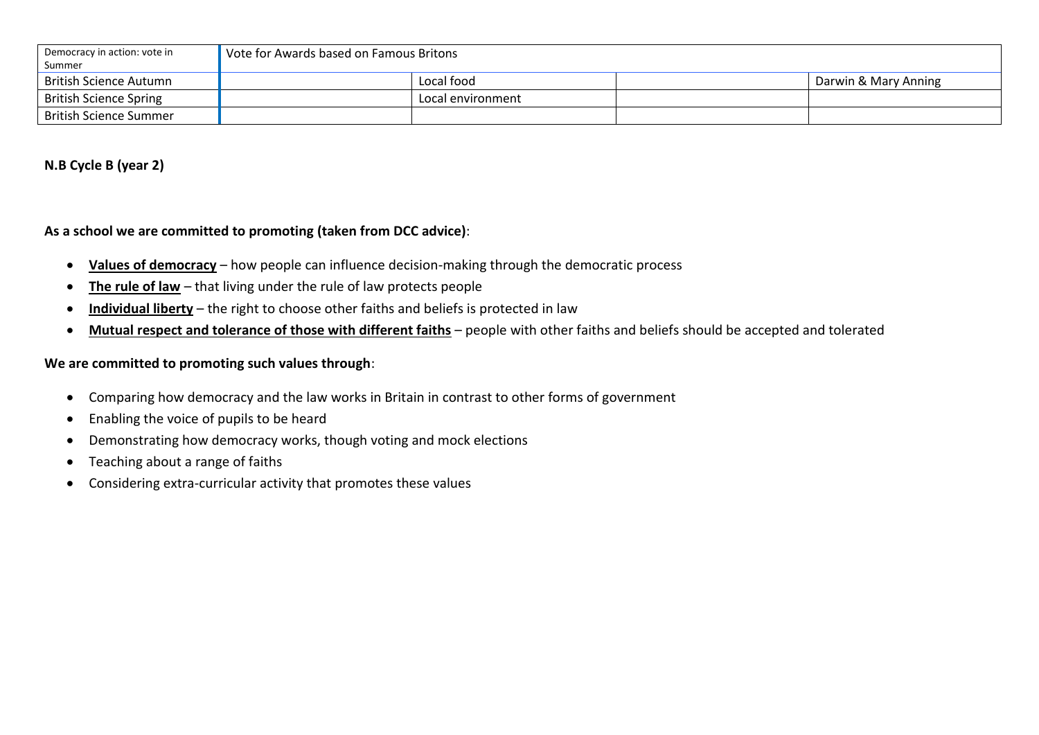| | | | | |
|---|---|---|---|---|
| Democracy in action: vote in Summer | Vote for Awards based on Famous Britons | | | |
| British Science Autumn | | Local food | | Darwin & Mary Anning |
| British Science Spring | | Local environment | | |
| British Science Summer | | | | |

**N.B Cycle B (year 2)**

**As a school we are committed to promoting (taken from DCC advice)**:

- **Values of democracy** – how people can influence decision-making through the democratic process
- **The rule of law** – that living under the rule of law protects people
- **Individual liberty** – the right to choose other faiths and beliefs is protected in law
- **Mutual respect and tolerance of those with different faiths** – people with other faiths and beliefs should be accepted and tolerated

**We are committed to promoting such values through**:

- Comparing how democracy and the law works in Britain in contrast to other forms of government
- Enabling the voice of pupils to be heard
- Demonstrating how democracy works, though voting and mock elections
- Teaching about a range of faiths
- Considering extra-curricular activity that promotes these values